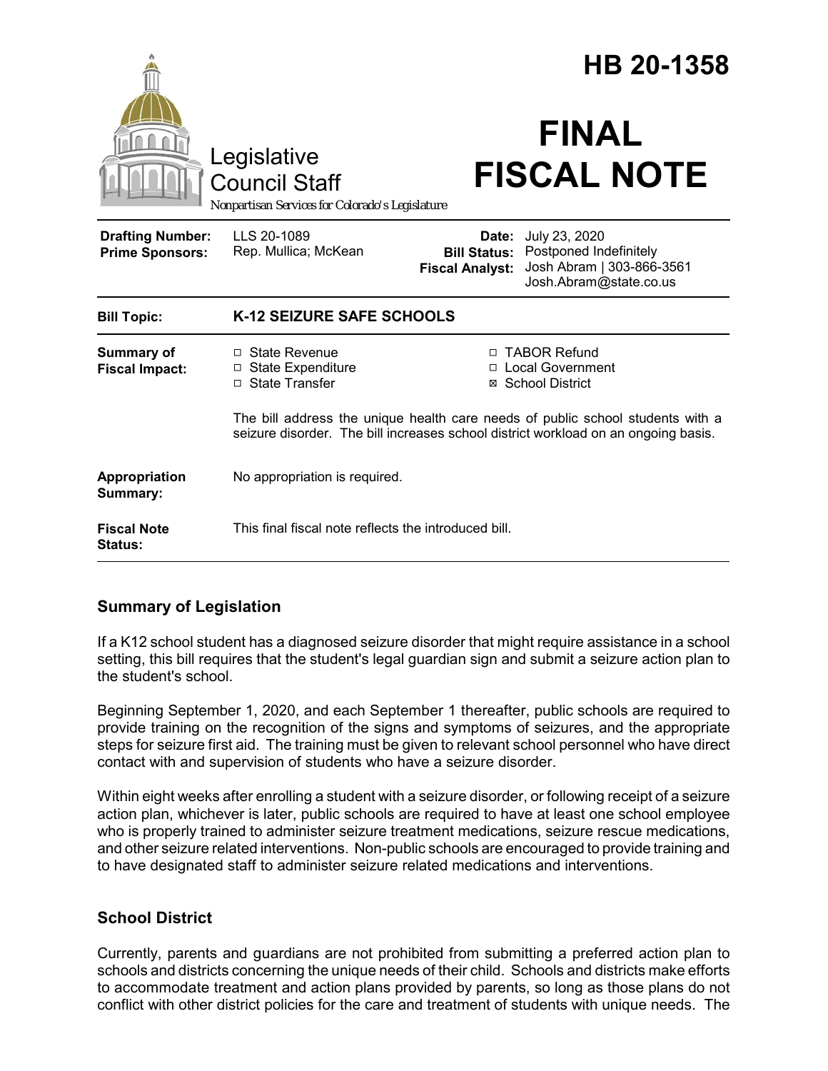# HB 20-1358

# FINAL FISCAL NOTE

Legislative Council Staff

*Nonpartisan Services for Colorado's Legislature*

| | | | |
|---|---|---|---|
| **Drafting Number:** | LLS 20-1089 | **Date:** | July 23, 2020 |
| **Prime Sponsors:** | Rep. Mullica; McKean | **Bill Status:** | Postponed Indefinitely |
| | | **Fiscal Analyst:** | Josh Abram \| 303-866-3561 Josh.Abram@state.co.us |

| | |
|---|---|
| **Bill Topic:** | **K-12 SEIZURE SAFE SCHOOLS** |
| **Summary of Fiscal Impact:** | ☐ State Revenue ☐ State Expenditure ☐ State Transfer ☐ TABOR Refund ☐ Local Government ☒ School District<br><br>The bill address the unique health care needs of public school students with a seizure disorder. The bill increases school district workload on an ongoing basis. |
| **Appropriation Summary:** | No appropriation is required. |
| **Fiscal Note Status:** | This final fiscal note reflects the introduced bill. |

## Summary of Legislation

If a K12 school student has a diagnosed seizure disorder that might require assistance in a school setting, this bill requires that the student's legal guardian sign and submit a seizure action plan to the student's school.

Beginning September 1, 2020, and each September 1 thereafter, public schools are required to provide training on the recognition of the signs and symptoms of seizures, and the appropriate steps for seizure first aid. The training must be given to relevant school personnel who have direct contact with and supervision of students who have a seizure disorder.

Within eight weeks after enrolling a student with a seizure disorder, or following receipt of a seizure action plan, whichever is later, public schools are required to have at least one school employee who is properly trained to administer seizure treatment medications, seizure rescue medications, and other seizure related interventions. Non-public schools are encouraged to provide training and to have designated staff to administer seizure related medications and interventions.

## School District

Currently, parents and guardians are not prohibited from submitting a preferred action plan to schools and districts concerning the unique needs of their child. Schools and districts make efforts to accommodate treatment and action plans provided by parents, so long as those plans do not conflict with other district policies for the care and treatment of students with unique needs. The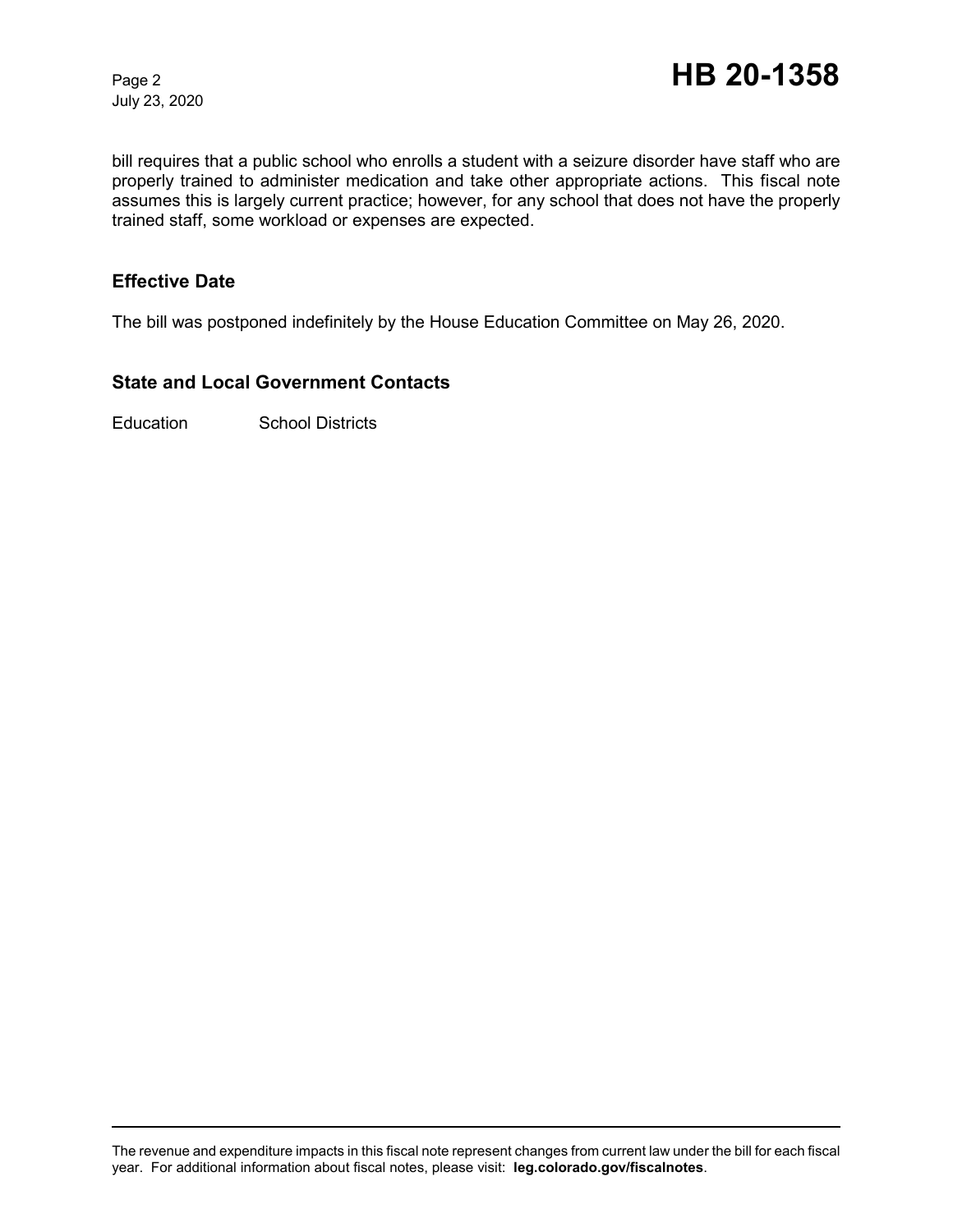bill requires that a public school who enrolls a student with a seizure disorder have staff who are properly trained to administer medication and take other appropriate actions. This fiscal note assumes this is largely current practice; however, for any school that does not have the properly trained staff, some workload or expenses are expected.

## Effective Date

The bill was postponed indefinitely by the House Education Committee on May 26, 2020.

## State and Local Government Contacts

| | |
|---|---|
| Education | School Districts |

The revenue and expenditure impacts in this fiscal note represent changes from current law under the bill for each fiscal year. For additional information about fiscal notes, please visit: **leg.colorado.gov/fiscalnotes**.